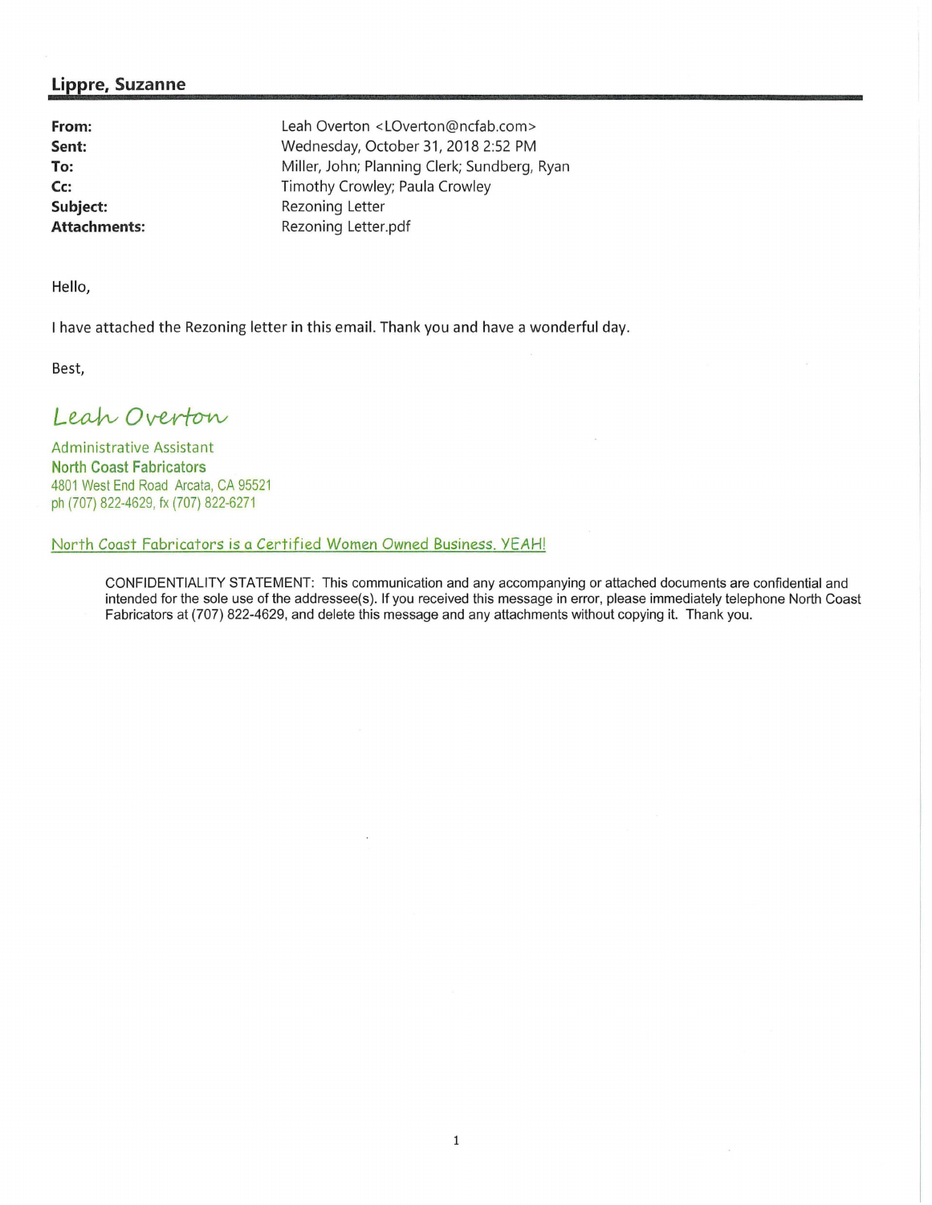## Lippre, Suzanne

| | |
|---|---|
| **From:** | Leah Overton <LOverton@ncfab.com> |
| **Sent:** | Wednesday, October 31, 2018 2:52 PM |
| **To:** | Miller, John; Planning Clerk; Sundberg, Ryan |
| **Cc:** | Timothy Crowley; Paula Crowley |
| **Subject:** | Rezoning Letter |
| **Attachments:** | Rezoning Letter.pdf |

Hello,

I have attached the Rezoning letter in this email. Thank you and have a wonderful day.

Best,

*Leah Overton*

Administrative Assistant
**North Coast Fabricators**
4801 West End Road Arcata, CA 95521
ph (707) 822-4629, fx (707) 822-6271

North Coast Fabricators is a Certified Women Owned Business. YEAH!

CONFIDENTIALITY STATEMENT: This communication and any accompanying or attached documents are confidential and intended for the sole use of the addressee(s). If you received this message in error, please immediately telephone North Coast Fabricators at (707) 822-4629, and delete this message and any attachments without copying it. Thank you.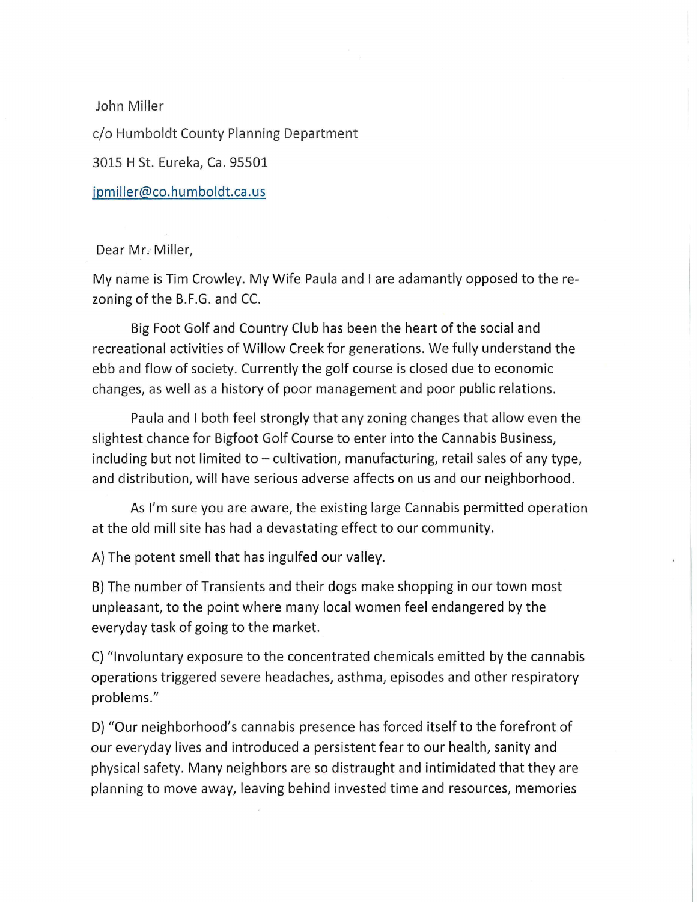John Miller

c/o Humboldt County Planning Department

3015 H St. Eureka, Ca. 95501

jpmiller@co.humboldt.ca.us

Dear Mr. Miller,

My name is Tim Crowley. My Wife Paula and I are adamantly opposed to the re-zoning of the B.F.G. and CC.

Big Foot Golf and Country Club has been the heart of the social and recreational activities of Willow Creek for generations. We fully understand the ebb and flow of society. Currently the golf course is closed due to economic changes, as well as a history of poor management and poor public relations.

Paula and I both feel strongly that any zoning changes that allow even the slightest chance for Bigfoot Golf Course to enter into the Cannabis Business, including but not limited to – cultivation, manufacturing, retail sales of any type, and distribution, will have serious adverse affects on us and our neighborhood.

As I'm sure you are aware, the existing large Cannabis permitted operation at the old mill site has had a devastating effect to our community.

A) The potent smell that has ingulfed our valley.

B) The number of Transients and their dogs make shopping in our town most unpleasant, to the point where many local women feel endangered by the everyday task of going to the market.

C) "Involuntary exposure to the concentrated chemicals emitted by the cannabis operations triggered severe headaches, asthma, episodes and other respiratory problems."

D) "Our neighborhood's cannabis presence has forced itself to the forefront of our everyday lives and introduced a persistent fear to our health, sanity and physical safety. Many neighbors are so distraught and intimidated that they are planning to move away, leaving behind invested time and resources, memories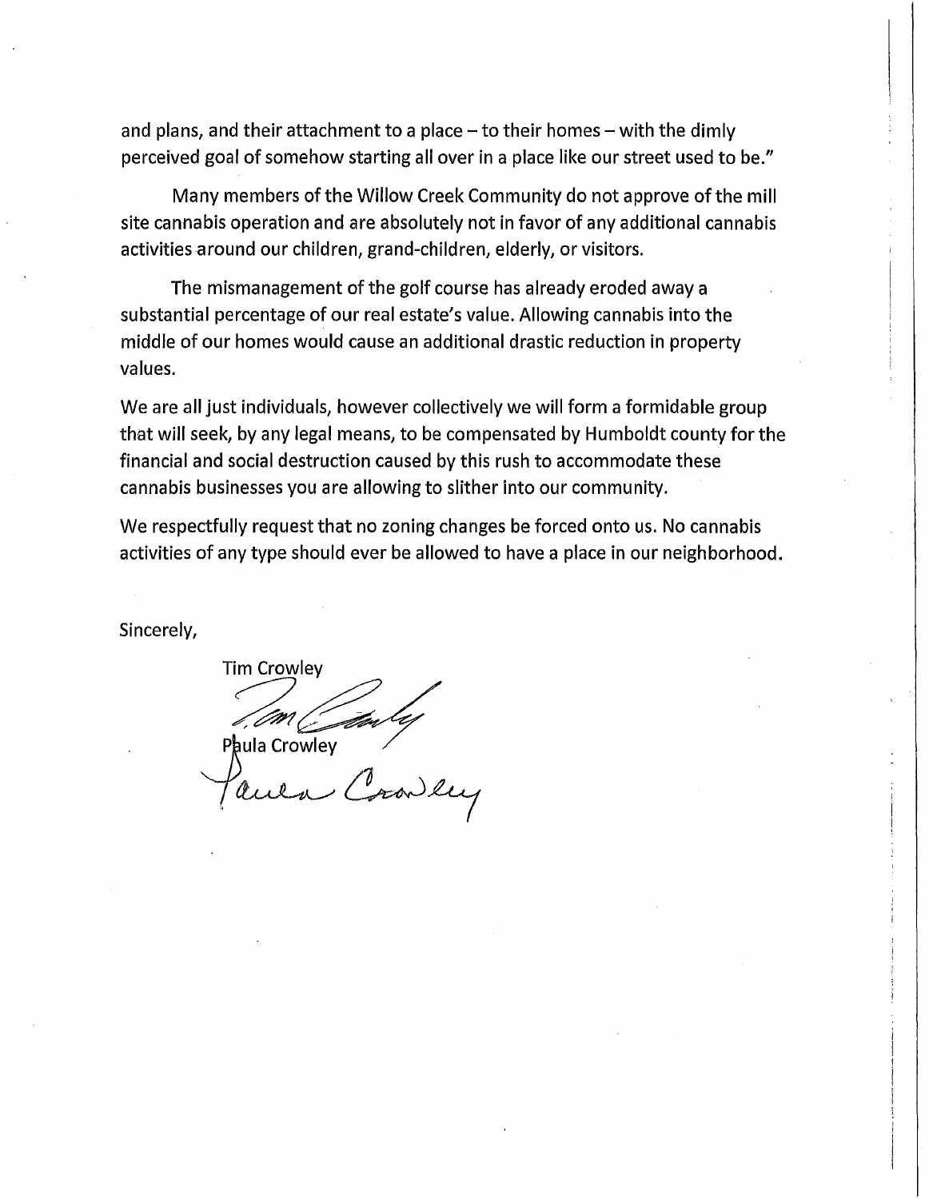and plans, and their attachment to a place – to their homes – with the dimly perceived goal of somehow starting all over in a place like our street used to be."

Many members of the Willow Creek Community do not approve of the mill site cannabis operation and are absolutely not in favor of any additional cannabis activities around our children, grand-children, elderly, or visitors.

The mismanagement of the golf course has already eroded away a substantial percentage of our real estate's value. Allowing cannabis into the middle of our homes would cause an additional drastic reduction in property values.

We are all just individuals, however collectively we will form a formidable group that will seek, by any legal means, to be compensated by Humboldt county for the financial and social destruction caused by this rush to accommodate these cannabis businesses you are allowing to slither into our community.

We respectfully request that no zoning changes be forced onto us. No cannabis activities of any type should ever be allowed to have a place in our neighborhood.

Sincerely,

Tim Crowley

Paula Crowley